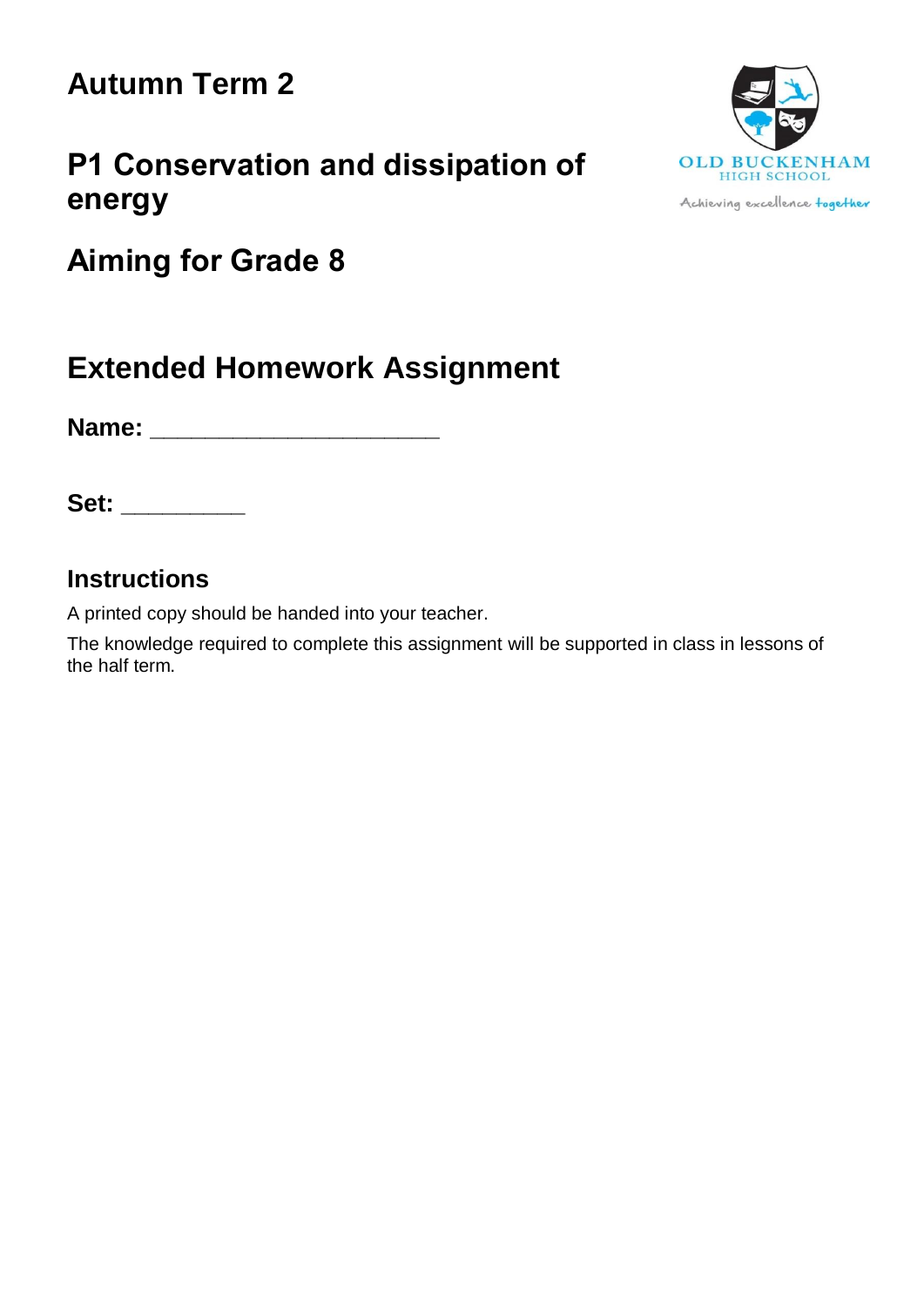# Autumn Term 2

# P1 Conservation and dissipation of energy

# Aiming for Grade 8

OLD BUCKENHAM HIGH SCHOOL

Achieving excellence together

## Extended Homework Assignment

**Name:** ______________________

**Set:** _________

### Instructions

A printed copy should be handed into your teacher.

The knowledge required to complete this assignment will be supported in class in lessons of the half term.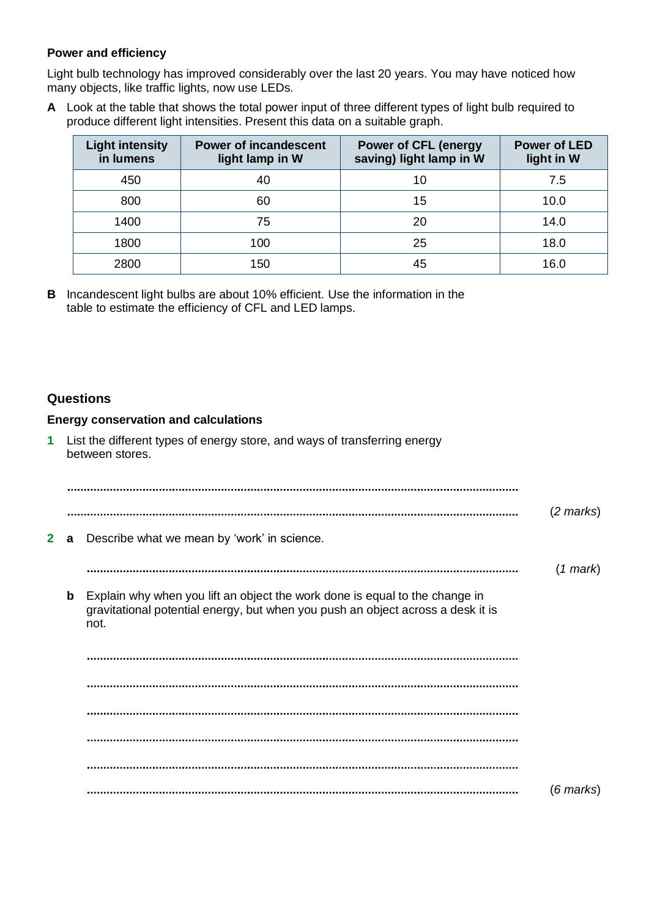**Power and efficiency**

Light bulb technology has improved considerably over the last 20 years. You may have noticed how many objects, like traffic lights, now use LEDs.

**A** Look at the table that shows the total power input of three different types of light bulb required to produce different light intensities. Present this data on a suitable graph.

| Light intensity in lumens | Power of incandescent light lamp in W | Power of CFL (energy saving) light lamp in W | Power of LED light in W |
|---|---|---|---|
| 450 | 40 | 10 | 7.5 |
| 800 | 60 | 15 | 10.0 |
| 1400 | 75 | 20 | 14.0 |
| 1800 | 100 | 25 | 18.0 |
| 2800 | 150 | 45 | 16.0 |

**B** Incandescent light bulbs are about 10% efficient. Use the information in the table to estimate the efficiency of CFL and LED lamps.

## Questions

### Energy conservation and calculations

**1** List the different types of energy store, and ways of transferring energy between stores.

..........................................................................................................................................

.......................................................................................................................................... (*2 marks*)

**2** **a** Describe what we mean by 'work' in science.

.......................................................................................................................................... (*1 mark*)

**b** Explain why when you lift an object the work done is equal to the change in gravitational potential energy, but when you push an object across a desk it is not.

..........................................................................................................................................

..........................................................................................................................................

..........................................................................................................................................

..........................................................................................................................................

..........................................................................................................................................

.......................................................................................................................................... (*6 marks*)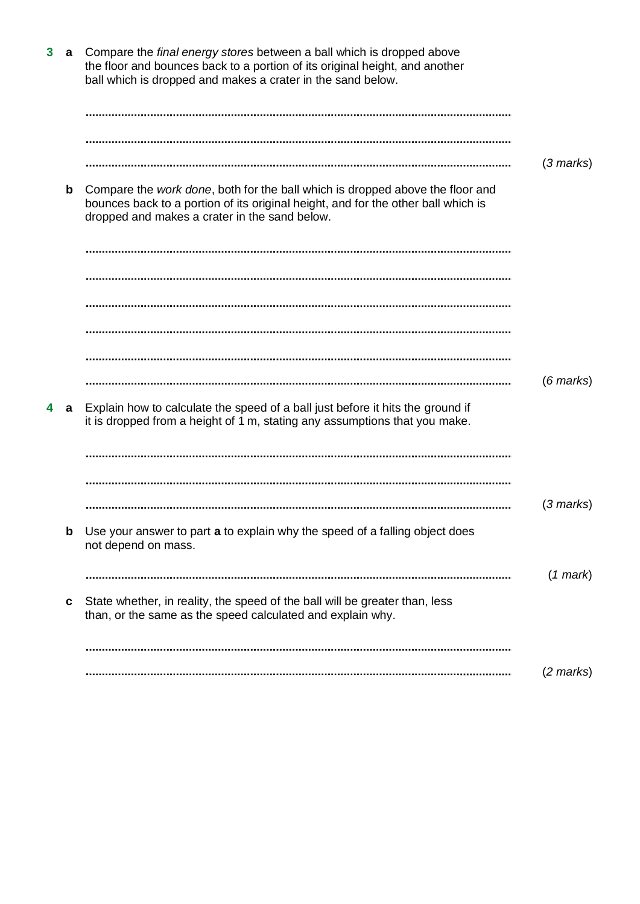**3 a** Compare the *final energy stores* between a ball which is dropped above the floor and bounces back to a portion of its original height, and another ball which is dropped and makes a crater in the sand below.

..........................................................................................................................................

..........................................................................................................................................

.......................................................................................................................................... (*3 marks*)

**b** Compare the *work done*, both for the ball which is dropped above the floor and bounces back to a portion of its original height, and for the other ball which is dropped and makes a crater in the sand below.

..........................................................................................................................................

..........................................................................................................................................

..........................................................................................................................................

..........................................................................................................................................

..........................................................................................................................................

.......................................................................................................................................... (*6 marks*)

**4 a** Explain how to calculate the speed of a ball just before it hits the ground if it is dropped from a height of 1 m, stating any assumptions that you make.

..........................................................................................................................................

..........................................................................................................................................

.......................................................................................................................................... (*3 marks*)

**b** Use your answer to part **a** to explain why the speed of a falling object does not depend on mass.

.......................................................................................................................................... (*1 mark*)

**c** State whether, in reality, the speed of the ball will be greater than, less than, or the same as the speed calculated and explain why.

..........................................................................................................................................

.......................................................................................................................................... (*2 marks*)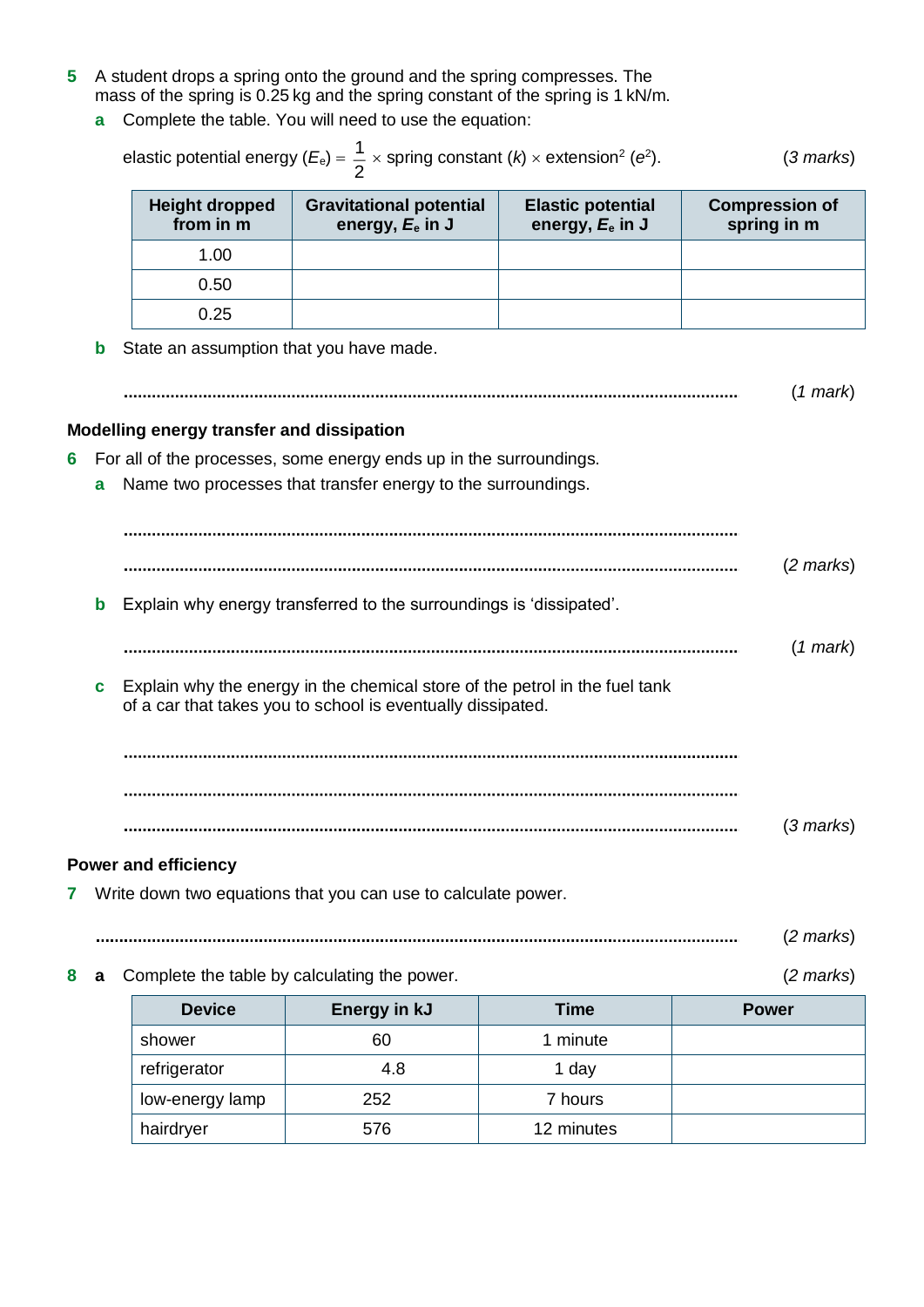**5** A student drops a spring onto the ground and the spring compresses. The mass of the spring is 0.25 kg and the spring constant of the spring is 1 kN/m.

**a** Complete the table. You will need to use the equation:

elastic potential energy ($E_e$) = $\frac{1}{2}$ × spring constant ($k$) × extension$^2$ ($e^2$). (*3 marks*)

| Height dropped from in m | Gravitational potential energy, $E_e$ in J | Elastic potential energy, $E_e$ in J | Compression of spring in m |
|---|---|---|---|
| 1.00 | | | |
| 0.50 | | | |
| 0.25 | | | |

**b** State an assumption that you have made.

.................................................................................................................................... (*1 mark*)

## Modelling energy transfer and dissipation

**6** For all of the processes, some energy ends up in the surroundings.

**a** Name two processes that transfer energy to the surroundings.

....................................................................................................................................

.................................................................................................................................... (*2 marks*)

**b** Explain why energy transferred to the surroundings is 'dissipated'.

.................................................................................................................................... (*1 mark*)

**c** Explain why the energy in the chemical store of the petrol in the fuel tank of a car that takes you to school is eventually dissipated.

....................................................................................................................................

....................................................................................................................................

.................................................................................................................................... (*3 marks*)

## Power and efficiency

**7** Write down two equations that you can use to calculate power.

.................................................................................................................................... (*2 marks*)

**8** **a** Complete the table by calculating the power. (*2 marks*)

| Device | Energy in kJ | Time | Power |
|---|---|---|---|
| shower | 60 | 1 minute | |
| refrigerator | 4.8 | 1 day | |
| low-energy lamp | 252 | 7 hours | |
| hairdryer | 576 | 12 minutes | |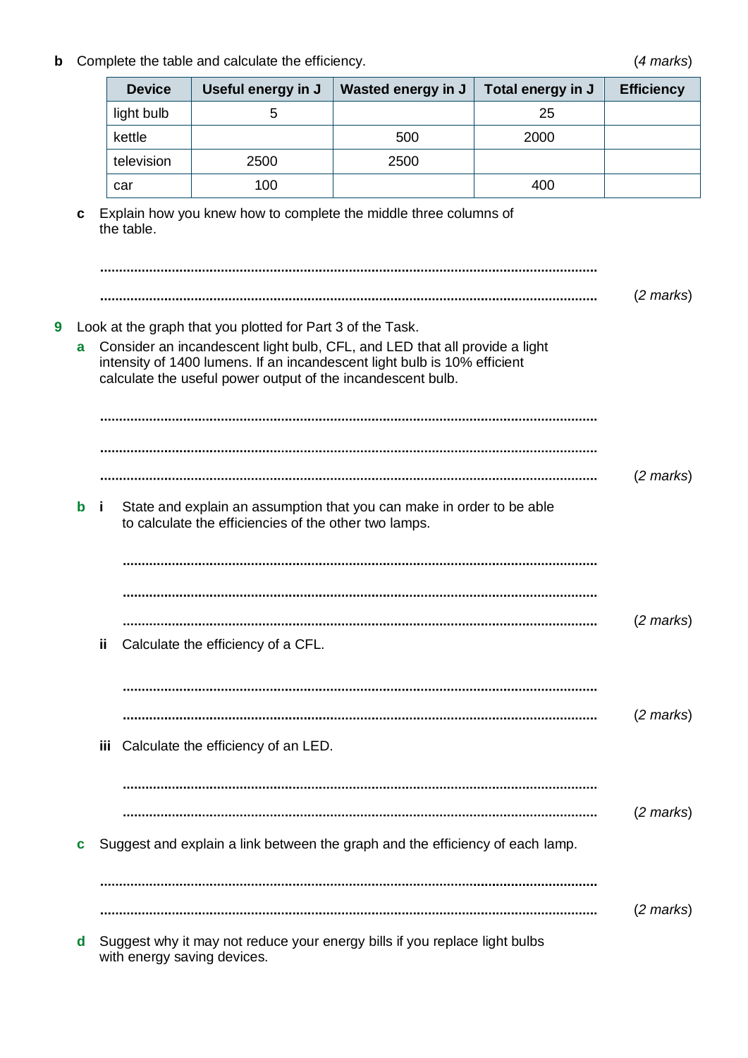**b** Complete the table and calculate the efficiency. (*4 marks*)

| Device | Useful energy in J | Wasted energy in J | Total energy in J | Efficiency |
|---|---|---|---|---|
| light bulb | 5 | | 25 | |
| kettle | | 500 | 2000 | |
| television | 2500 | 2500 | | |
| car | 100 | | 400 | |

**c** Explain how you knew how to complete the middle three columns of the table.

..............................................................................................................................

.............................................................................................................................. (*2 marks*)

**9** Look at the graph that you plotted for Part 3 of the Task.

**a** Consider an incandescent light bulb, CFL, and LED that all provide a light intensity of 1400 lumens. If an incandescent light bulb is 10% efficient calculate the useful power output of the incandescent bulb.

..............................................................................................................................

..............................................................................................................................

.............................................................................................................................. (*2 marks*)

**b** **i** State and explain an assumption that you can make in order to be able to calculate the efficiencies of the other two lamps.

..............................................................................................................................

..............................................................................................................................

.............................................................................................................................. (*2 marks*)

**ii** Calculate the efficiency of a CFL.

..............................................................................................................................

.............................................................................................................................. (*2 marks*)

**iii** Calculate the efficiency of an LED.

..............................................................................................................................

.............................................................................................................................. (*2 marks*)

**c** Suggest and explain a link between the graph and the efficiency of each lamp.

..............................................................................................................................

.............................................................................................................................. (*2 marks*)

**d** Suggest why it may not reduce your energy bills if you replace light bulbs with energy saving devices.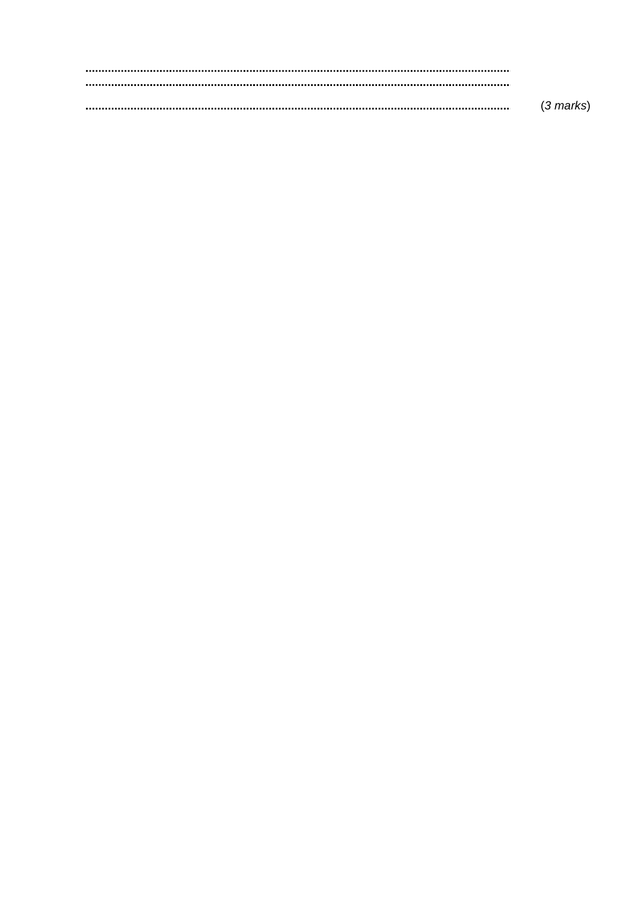.................................................................................................................................

.................................................................................................................................

................................................................................................................................. (*3 marks*)